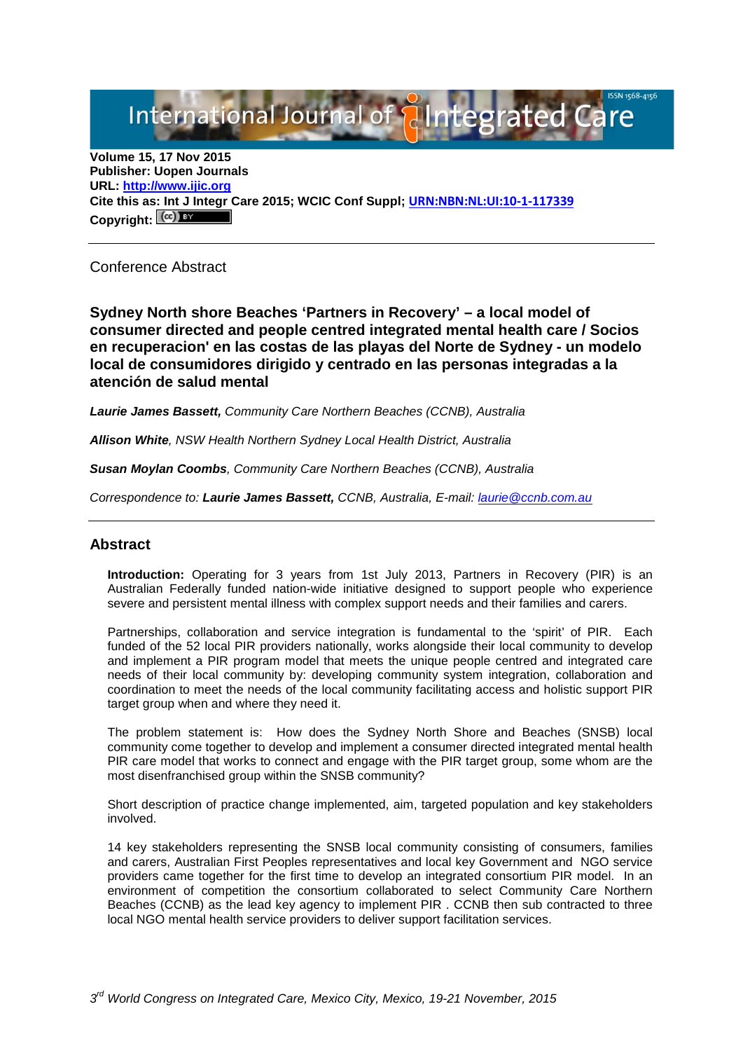**Volume 15, 17 Nov 2015**
**Publisher: Uopen Journals**
**URL: [http://www.ijic.org](http://www.ijic.org)**
**Cite this as: Int J Integr Care 2015; WCIC Conf Suppl; URN:NBN:NL:UI:10-1-117339**
**Copyright:**

---

Conference Abstract

## Sydney North shore Beaches 'Partners in Recovery' – a local model of consumer directed and people centred integrated mental health care / Socios en recuperacion' en las costas de las playas del Norte de Sydney - un modelo local de consumidores dirigido y centrado en las personas integradas a la atención de salud mental

***Laurie James Bassett,*** *Community Care Northern Beaches (CCNB), Australia*

***Allison White****, NSW Health Northern Sydney Local Health District, Australia*

***Susan Moylan Coombs****, Community Care Northern Beaches (CCNB), Australia*

*Correspondence to:* ***Laurie James Bassett,*** *CCNB, Australia, E-mail: laurie@ccnb.com.au*

---

## Abstract

**Introduction:** Operating for 3 years from 1st July 2013, Partners in Recovery (PIR) is an Australian Federally funded nation-wide initiative designed to support people who experience severe and persistent mental illness with complex support needs and their families and carers.

Partnerships, collaboration and service integration is fundamental to the 'spirit' of PIR. Each funded of the 52 local PIR providers nationally, works alongside their local community to develop and implement a PIR program model that meets the unique people centred and integrated care needs of their local community by: developing community system integration, collaboration and coordination to meet the needs of the local community facilitating access and holistic support PIR target group when and where they need it.

The problem statement is: How does the Sydney North Shore and Beaches (SNSB) local community come together to develop and implement a consumer directed integrated mental health PIR care model that works to connect and engage with the PIR target group, some whom are the most disenfranchised group within the SNSB community?

Short description of practice change implemented, aim, targeted population and key stakeholders involved.

14 key stakeholders representing the SNSB local community consisting of consumers, families and carers, Australian First Peoples representatives and local key Government and NGO service providers came together for the first time to develop an integrated consortium PIR model. In an environment of competition the consortium collaborated to select Community Care Northern Beaches (CCNB) as the lead key agency to implement PIR . CCNB then sub contracted to three local NGO mental health service providers to deliver support facilitation services.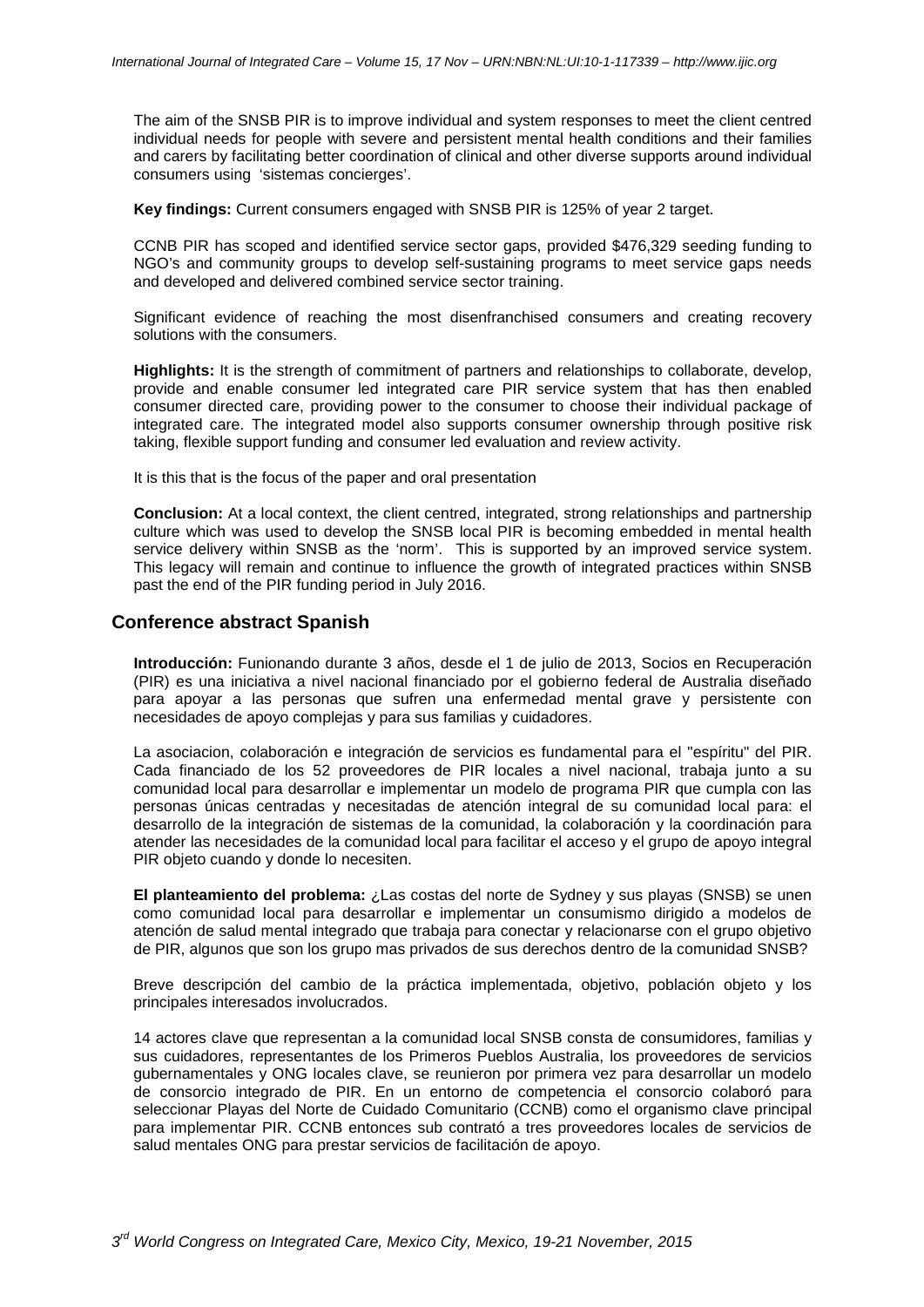The aim of the SNSB PIR is to improve individual and system responses to meet the client centred individual needs for people with severe and persistent mental health conditions and their families and carers by facilitating better coordination of clinical and other diverse supports around individual consumers using 'sistemas concierges'.

**Key findings:** Current consumers engaged with SNSB PIR is 125% of year 2 target.

CCNB PIR has scoped and identified service sector gaps, provided $476,329 seeding funding to NGO's and community groups to develop self-sustaining programs to meet service gaps needs and developed and delivered combined service sector training.

Significant evidence of reaching the most disenfranchised consumers and creating recovery solutions with the consumers.

**Highlights:** It is the strength of commitment of partners and relationships to collaborate, develop, provide and enable consumer led integrated care PIR service system that has then enabled consumer directed care, providing power to the consumer to choose their individual package of integrated care. The integrated model also supports consumer ownership through positive risk taking, flexible support funding and consumer led evaluation and review activity.

It is this that is the focus of the paper and oral presentation

**Conclusion:** At a local context, the client centred, integrated, strong relationships and partnership culture which was used to develop the SNSB local PIR is becoming embedded in mental health service delivery within SNSB as the 'norm'. This is supported by an improved service system. This legacy will remain and continue to influence the growth of integrated practices within SNSB past the end of the PIR funding period in July 2016.

## Conference abstract Spanish

**Introducción:** Funionando durante 3 años, desde el 1 de julio de 2013, Socios en Recuperación (PIR) es una iniciativa a nivel nacional financiado por el gobierno federal de Australia diseñado para apoyar a las personas que sufren una enfermedad mental grave y persistente con necesidades de apoyo complejas y para sus familias y cuidadores.

La asociacion, colaboración e integración de servicios es fundamental para el "espíritu" del PIR. Cada financiado de los 52 proveedores de PIR locales a nivel nacional, trabaja junto a su comunidad local para desarrollar e implementar un modelo de programa PIR que cumpla con las personas únicas centradas y necesitadas de atención integral de su comunidad local para: el desarrollo de la integración de sistemas de la comunidad, la colaboración y la coordinación para atender las necesidades de la comunidad local para facilitar el acceso y el grupo de apoyo integral PIR objeto cuando y donde lo necesiten.

**El planteamiento del problema:** ¿Las costas del norte de Sydney y sus playas (SNSB) se unen como comunidad local para desarrollar e implementar un consumismo dirigido a modelos de atención de salud mental integrado que trabaja para conectar y relacionarse con el grupo objetivo de PIR, algunos que son los grupo mas privados de sus derechos dentro de la comunidad SNSB?

Breve descripción del cambio de la práctica implementada, objetivo, población objeto y los principales interesados involucrados.

14 actores clave que representan a la comunidad local SNSB consta de consumidores, familias y sus cuidadores, representantes de los Primeros Pueblos Australia, los proveedores de servicios gubernamentales y ONG locales clave, se reunieron por primera vez para desarrollar un modelo de consorcio integrado de PIR. En un entorno de competencia el consorcio colaboró para seleccionar Playas del Norte de Cuidado Comunitario (CCNB) como el organismo clave principal para implementar PIR. CCNB entonces sub contrató a tres proveedores locales de servicios de salud mentales ONG para prestar servicios de facilitación de apoyo.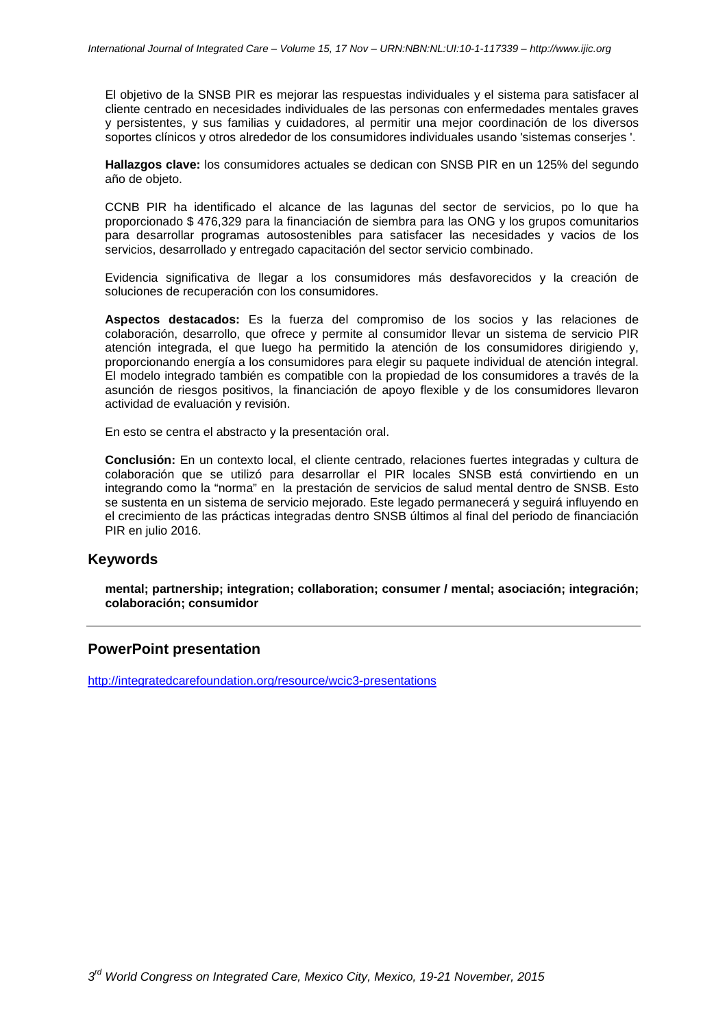El objetivo de la SNSB PIR es mejorar las respuestas individuales y el sistema para satisfacer al cliente centrado en necesidades individuales de las personas con enfermedades mentales graves y persistentes, y sus familias y cuidadores, al permitir una mejor coordinación de los diversos soportes clínicos y otros alrededor de los consumidores individuales usando 'sistemas conserjes '.

**Hallazgos clave:** los consumidores actuales se dedican con SNSB PIR en un 125% del segundo año de objeto.

CCNB PIR ha identificado el alcance de las lagunas del sector de servicios, po lo que ha proporcionado $ 476,329 para la financiación de siembra para las ONG y los grupos comunitarios para desarrollar programas autosostenibles para satisfacer las necesidades y vacios de los servicios, desarrollado y entregado capacitación del sector servicio combinado.

Evidencia significativa de llegar a los consumidores más desfavorecidos y la creación de soluciones de recuperación con los consumidores.

**Aspectos destacados:** Es la fuerza del compromiso de los socios y las relaciones de colaboración, desarrollo, que ofrece y permite al consumidor llevar un sistema de servicio PIR atención integrada, el que luego ha permitido la atención de los consumidores dirigiendo y, proporcionando energía a los consumidores para elegir su paquete individual de atención integral. El modelo integrado también es compatible con la propiedad de los consumidores a través de la asunción de riesgos positivos, la financiación de apoyo flexible y de los consumidores llevaron actividad de evaluación y revisión.

En esto se centra el abstracto y la presentación oral.

**Conclusión:** En un contexto local, el cliente centrado, relaciones fuertes integradas y cultura de colaboración que se utilizó para desarrollar el PIR locales SNSB está convirtiendo en un integrando como la "norma" en la prestación de servicios de salud mental dentro de SNSB. Esto se sustenta en un sistema de servicio mejorado. Este legado permanecerá y seguirá influyendo en el crecimiento de las prácticas integradas dentro SNSB últimos al final del periodo de financiación PIR en julio 2016.

## Keywords

**mental; partnership; integration; collaboration; consumer / mental; asociación; integración; colaboración; consumidor**

---

## PowerPoint presentation

http://integratedcarefoundation.org/resource/wcic3-presentations